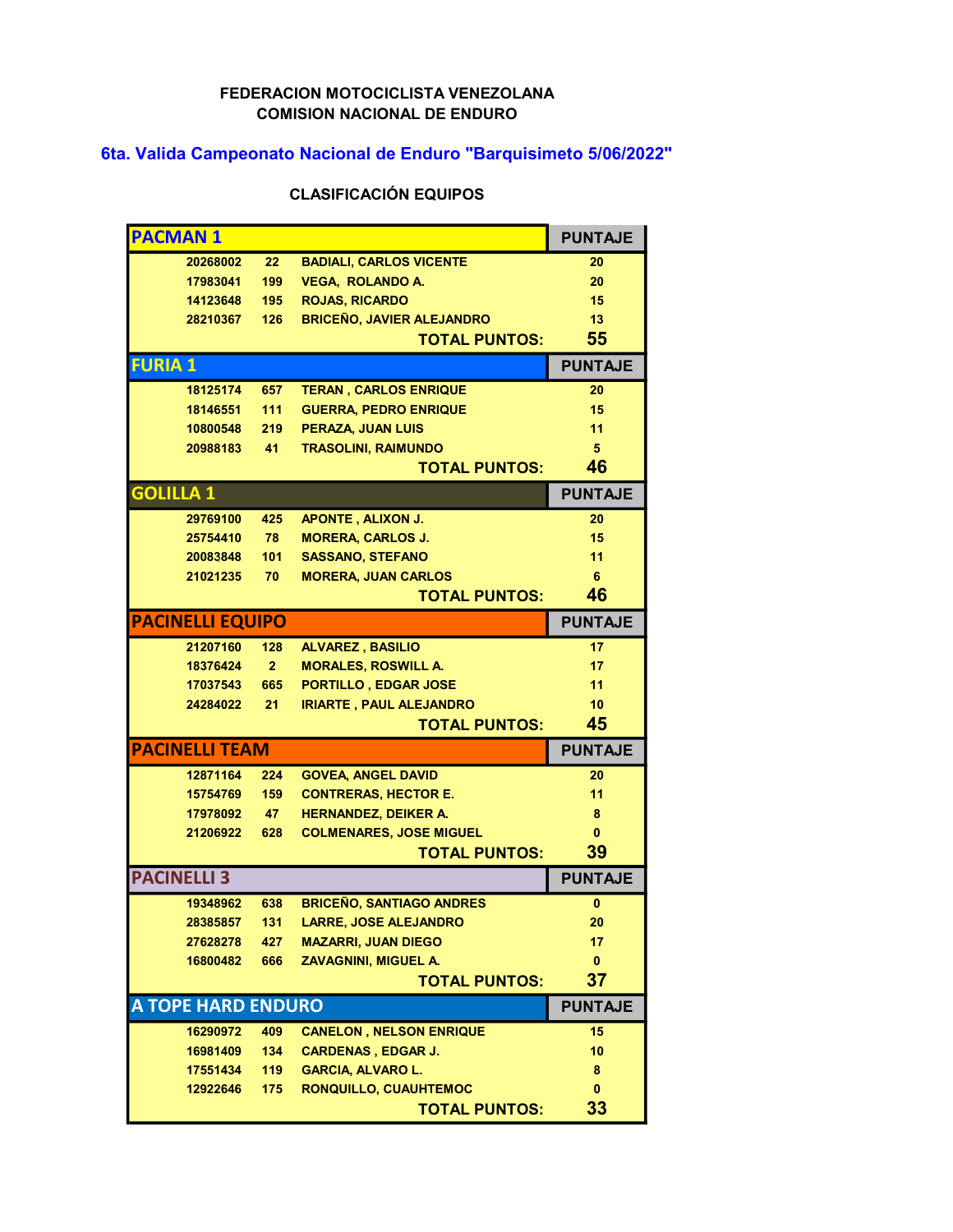**FEDERACION MOTOCICLISTA VENEZOLANA**
**COMISION NACIONAL DE ENDURO**

## 6ta. Valida Campeonato Nacional de Enduro "Barquisimeto 5/06/2022"

### CLASIFICACIÓN EQUIPOS

| PACMAN 1 | | | PUNTAJE |
|---|---|---|---|
| 20268002 | 22 | BADIALI, CARLOS VICENTE | 20 |
| 17983041 | 199 | VEGA, ROLANDO A. | 20 |
| 14123648 | 195 | ROJAS, RICARDO | 15 |
| 28210367 | 126 | BRICEÑO, JAVIER ALEJANDRO | 13 |
| | | **TOTAL PUNTOS:** | **55** |

| FURIA 1 | | | PUNTAJE |
|---|---|---|---|
| 18125174 | 657 | TERAN , CARLOS ENRIQUE | 20 |
| 18146551 | 111 | GUERRA, PEDRO ENRIQUE | 15 |
| 10800548 | 219 | PERAZA, JUAN LUIS | 11 |
| 20988183 | 41 | TRASOLINI, RAIMUNDO | 5 |
| | | **TOTAL PUNTOS:** | **46** |

| GOLILLA 1 | | | PUNTAJE |
|---|---|---|---|
| 29769100 | 425 | APONTE , ALIXON J. | 20 |
| 25754410 | 78 | MORERA, CARLOS J. | 15 |
| 20083848 | 101 | SASSANO, STEFANO | 11 |
| 21021235 | 70 | MORERA, JUAN CARLOS | 6 |
| | | **TOTAL PUNTOS:** | **46** |

| PACINELLI EQUIPO | | | PUNTAJE |
|---|---|---|---|
| 21207160 | 128 | ALVAREZ , BASILIO | 17 |
| 18376424 | 2 | MORALES, ROSWILL A. | 17 |
| 17037543 | 665 | PORTILLO , EDGAR JOSE | 11 |
| 24284022 | 21 | IRIARTE , PAUL ALEJANDRO | 10 |
| | | **TOTAL PUNTOS:** | **45** |

| PACINELLI TEAM | | | PUNTAJE |
|---|---|---|---|
| 12871164 | 224 | GOVEA, ANGEL DAVID | 20 |
| 15754769 | 159 | CONTRERAS, HECTOR E. | 11 |
| 17978092 | 47 | HERNANDEZ, DEIKER A. | 8 |
| 21206922 | 628 | COLMENARES, JOSE MIGUEL | 0 |
| | | **TOTAL PUNTOS:** | **39** |

| PACINELLI 3 | | | PUNTAJE |
|---|---|---|---|
| 19348962 | 638 | BRICEÑO, SANTIAGO ANDRES | 0 |
| 28385857 | 131 | LARRE, JOSE ALEJANDRO | 20 |
| 27628278 | 427 | MAZARRI, JUAN DIEGO | 17 |
| 16800482 | 666 | ZAVAGNINI, MIGUEL A. | 0 |
| | | **TOTAL PUNTOS:** | **37** |

| A TOPE HARD ENDURO | | | PUNTAJE |
|---|---|---|---|
| 16290972 | 409 | CANELON , NELSON ENRIQUE | 15 |
| 16981409 | 134 | CARDENAS , EDGAR J. | 10 |
| 17551434 | 119 | GARCIA, ALVARO L. | 8 |
| 12922646 | 175 | RONQUILLO, CUAUHTEMOC | 0 |
| | | **TOTAL PUNTOS:** | **33** |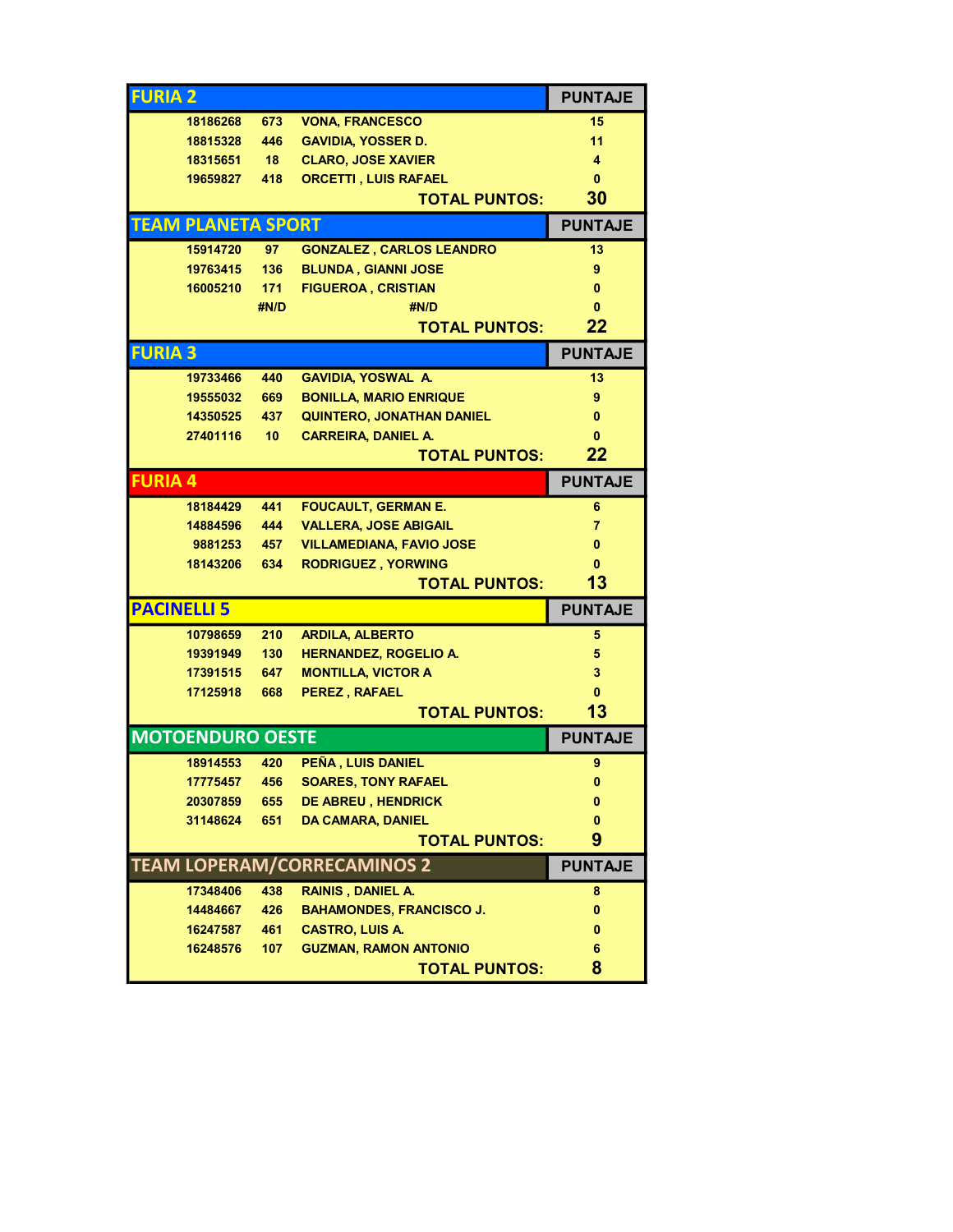| FURIA 2 | | | PUNTAJE |
|---|---|---|---|
| 18186268 | 673 | VONA, FRANCESCO | 15 |
| 18815328 | 446 | GAVIDIA, YOSSER D. | 11 |
| 18315651 | 18 | CLARO, JOSE XAVIER | 4 |
| 19659827 | 418 | ORCETTI , LUIS RAFAEL | 0 |
| | | TOTAL PUNTOS: | 30 |

| TEAM PLANETA SPORT | | | PUNTAJE |
|---|---|---|---|
| 15914720 | 97 | GONZALEZ , CARLOS LEANDRO | 13 |
| 19763415 | 136 | BLUNDA , GIANNI JOSE | 9 |
| 16005210 | 171 | FIGUEROA , CRISTIAN | 0 |
| | #N/D | #N/D | 0 |
| | | TOTAL PUNTOS: | 22 |

| FURIA 3 | | | PUNTAJE |
|---|---|---|---|
| 19733466 | 440 | GAVIDIA, YOSWAL A. | 13 |
| 19555032 | 669 | BONILLA, MARIO ENRIQUE | 9 |
| 14350525 | 437 | QUINTERO, JONATHAN DANIEL | 0 |
| 27401116 | 10 | CARREIRA, DANIEL A. | 0 |
| | | TOTAL PUNTOS: | 22 |

| FURIA 4 | | | PUNTAJE |
|---|---|---|---|
| 18184429 | 441 | FOUCAULT, GERMAN E. | 6 |
| 14884596 | 444 | VALLERA, JOSE ABIGAIL | 7 |
| 9881253 | 457 | VILLAMEDIANA, FAVIO JOSE | 0 |
| 18143206 | 634 | RODRIGUEZ , YORWING | 0 |
| | | TOTAL PUNTOS: | 13 |

| PACINELLI 5 | | | PUNTAJE |
|---|---|---|---|
| 10798659 | 210 | ARDILA, ALBERTO | 5 |
| 19391949 | 130 | HERNANDEZ, ROGELIO A. | 5 |
| 17391515 | 647 | MONTILLA, VICTOR A | 3 |
| 17125918 | 668 | PEREZ , RAFAEL | 0 |
| | | TOTAL PUNTOS: | 13 |

| MOTOENDURO OESTE | | | PUNTAJE |
|---|---|---|---|
| 18914553 | 420 | PEÑA , LUIS DANIEL | 9 |
| 17775457 | 456 | SOARES, TONY RAFAEL | 0 |
| 20307859 | 655 | DE ABREU , HENDRICK | 0 |
| 31148624 | 651 | DA CAMARA, DANIEL | 0 |
| | | TOTAL PUNTOS: | 9 |

| TEAM LOPERAM/CORRECAMINOS 2 | | | PUNTAJE |
|---|---|---|---|
| 17348406 | 438 | RAINIS , DANIEL A. | 8 |
| 14484667 | 426 | BAHAMONDES, FRANCISCO J. | 0 |
| 16247587 | 461 | CASTRO, LUIS A. | 0 |
| 16248576 | 107 | GUZMAN, RAMON ANTONIO | 6 |
| | | TOTAL PUNTOS: | 8 |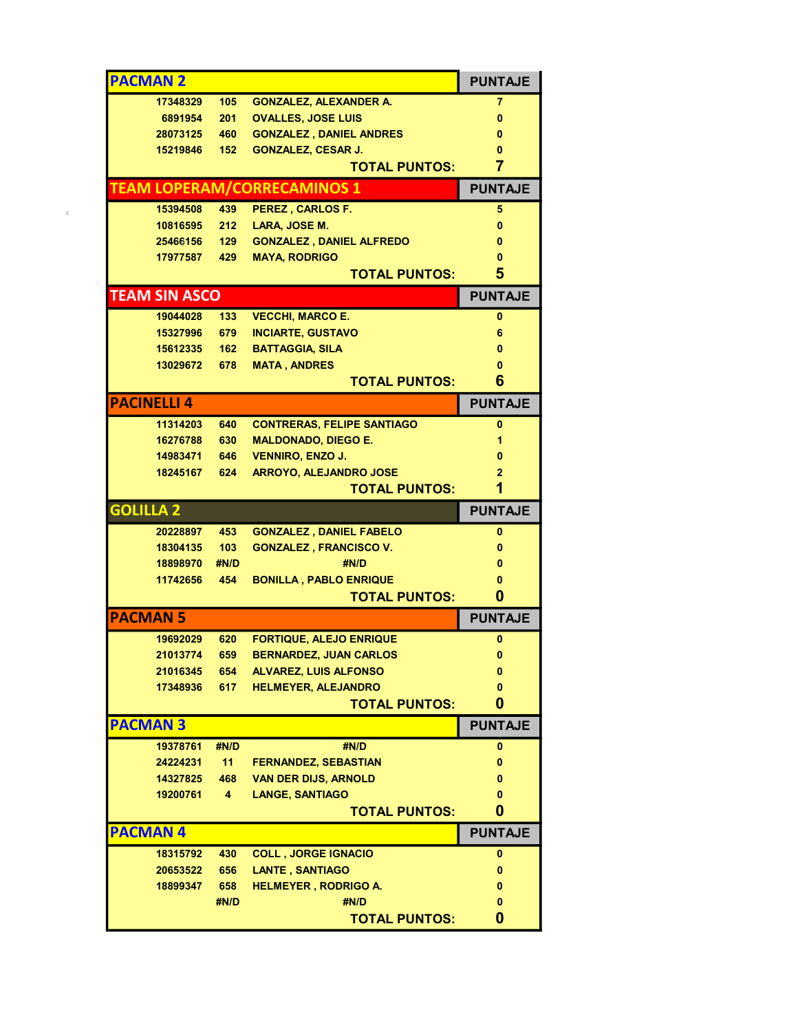| PACMAN 2 | | | PUNTAJE |
|---|---|---|---|
| 17348329 | 105 | GONZALEZ, ALEXANDER A. | 7 |
| 6891954 | 201 | OVALLES, JOSE LUIS | 0 |
| 28073125 | 460 | GONZALEZ , DANIEL ANDRES | 0 |
| 15219846 | 152 | GONZALEZ, CESAR J. | 0 |
| | | TOTAL PUNTOS: | 7 |

| TEAM LOPERAM/CORRECAMINOS 1 | | | PUNTAJE |
|---|---|---|---|
| 15394508 | 439 | PEREZ , CARLOS F. | 5 |
| 10816595 | 212 | LARA, JOSE M. | 0 |
| 25466156 | 129 | GONZALEZ , DANIEL ALFREDO | 0 |
| 17977587 | 429 | MAYA, RODRIGO | 0 |
| | | TOTAL PUNTOS: | 5 |

| TEAM SIN ASCO | | | PUNTAJE |
|---|---|---|---|
| 19044028 | 133 | VECCHI, MARCO E. | 0 |
| 15327996 | 679 | INCIARTE, GUSTAVO | 6 |
| 15612335 | 162 | BATTAGGIA, SILA | 0 |
| 13029672 | 678 | MATA , ANDRES | 0 |
| | | TOTAL PUNTOS: | 6 |

| PACINELLI 4 | | | PUNTAJE |
|---|---|---|---|
| 11314203 | 640 | CONTRERAS, FELIPE SANTIAGO | 0 |
| 16276788 | 630 | MALDONADO, DIEGO E. | 1 |
| 14983471 | 646 | VENNIRO, ENZO J. | 0 |
| 18245167 | 624 | ARROYO, ALEJANDRO JOSE | 2 |
| | | TOTAL PUNTOS: | 1 |

| GOLILLA 2 | | | PUNTAJE |
|---|---|---|---|
| 20228897 | 453 | GONZALEZ , DANIEL FABELO | 0 |
| 18304135 | 103 | GONZALEZ , FRANCISCO V. | 0 |
| 18898970 | #N/D | #N/D | 0 |
| 11742656 | 454 | BONILLA , PABLO ENRIQUE | 0 |
| | | TOTAL PUNTOS: | 0 |

| PACMAN 5 | | | PUNTAJE |
|---|---|---|---|
| 19692029 | 620 | FORTIQUE, ALEJO ENRIQUE | 0 |
| 21013774 | 659 | BERNARDEZ, JUAN CARLOS | 0 |
| 21016345 | 654 | ALVAREZ, LUIS ALFONSO | 0 |
| 17348936 | 617 | HELMEYER, ALEJANDRO | 0 |
| | | TOTAL PUNTOS: | 0 |

| PACMAN 3 | | | PUNTAJE |
|---|---|---|---|
| 19378761 | #N/D | #N/D | 0 |
| 24224231 | 11 | FERNANDEZ, SEBASTIAN | 0 |
| 14327825 | 468 | VAN DER DIJS, ARNOLD | 0 |
| 19200761 | 4 | LANGE, SANTIAGO | 0 |
| | | TOTAL PUNTOS: | 0 |

| PACMAN 4 | | | PUNTAJE |
|---|---|---|---|
| 18315792 | 430 | COLL , JORGE IGNACIO | 0 |
| 20653522 | 656 | LANTE , SANTIAGO | 0 |
| 18899347 | 658 | HELMEYER , RODRIGO A. | 0 |
| | #N/D | #N/D | 0 |
| | | TOTAL PUNTOS: | 0 |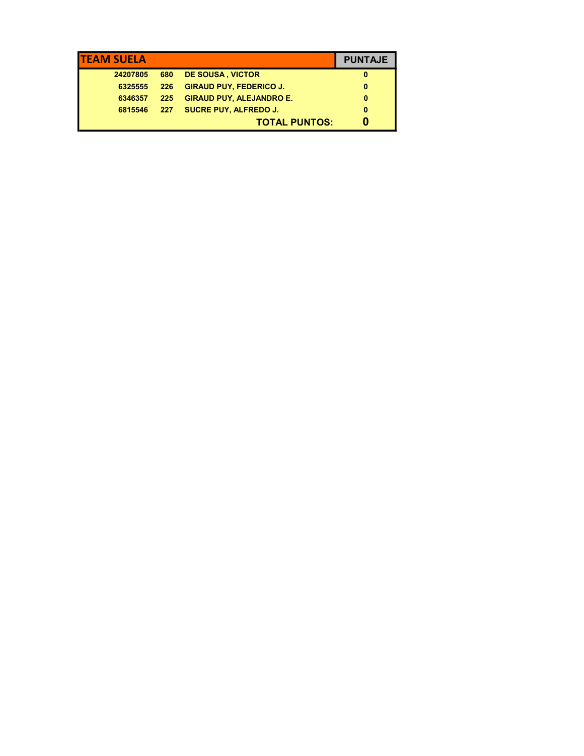| TEAM SUELA | | | PUNTAJE |
| --- | --- | --- | --- |
| 24207805 | 680 | DE SOUSA , VICTOR | 0 |
| 6325555 | 226 | GIRAUD PUY, FEDERICO J. | 0 |
| 6346357 | 225 | GIRAUD PUY, ALEJANDRO E. | 0 |
| 6815546 | 227 | SUCRE PUY, ALFREDO J. | 0 |
| | | TOTAL PUNTOS: | 0 |